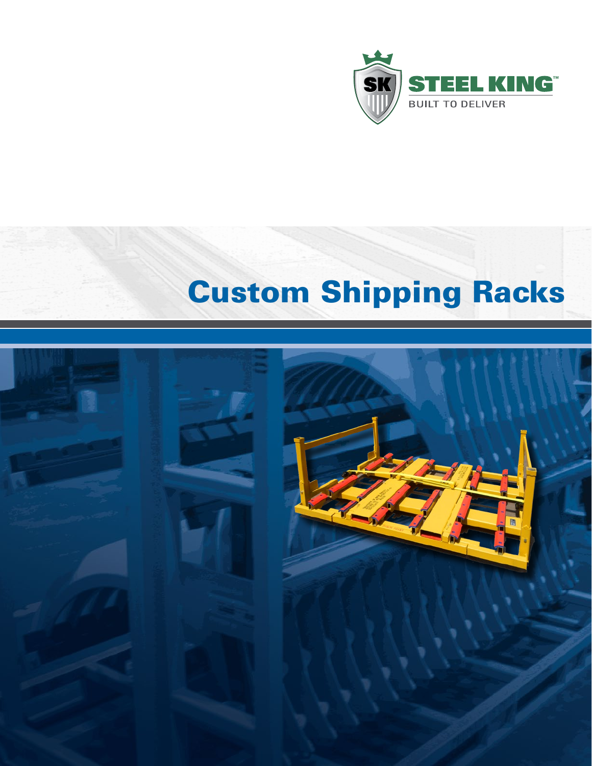STEEL KING™

BUILT TO DELIVER

# Custom Shipping Racks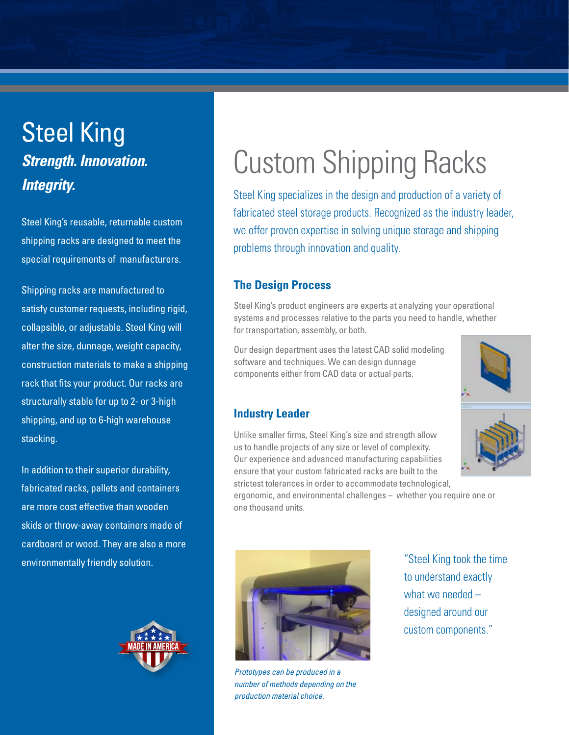# Steel King

***Strength. Innovation. Integrity.***

Steel King's reusable, returnable custom shipping racks are designed to meet the special requirements of manufacturers.

Shipping racks are manufactured to satisfy customer requests, including rigid, collapsible, or adjustable. Steel King will alter the size, dunnage, weight capacity, construction materials to make a shipping rack that fits your product. Our racks are structurally stable for up to 2- or 3-high shipping, and up to 6-high warehouse stacking.

In addition to their superior durability, fabricated racks, pallets and containers are more cost effective than wooden skids or throw-away containers made of cardboard or wood. They are also a more environmentally friendly solution.

# Custom Shipping Racks

Steel King specializes in the design and production of a variety of fabricated steel storage products. Recognized as the industry leader, we offer proven expertise in solving unique storage and shipping problems through innovation and quality.

## The Design Process

Steel King's product engineers are experts at analyzing your operational systems and processes relative to the parts you need to handle, whether for transportation, assembly, or both.

Our design department uses the latest CAD solid modeling software and techniques. We can design dunnage components either from CAD data or actual parts.

## Industry Leader

Unlike smaller firms, Steel King's size and strength allow us to handle projects of any size or level of complexity. Our experience and advanced manufacturing capabilities ensure that your custom fabricated racks are built to the strictest tolerances in order to accommodate technological, ergonomic, and environmental challenges – whether you require one or one thousand units.

*Prototypes can be produced in a number of methods depending on the production material choice.*

"Steel King took the time to understand exactly what we needed – designed around our custom components."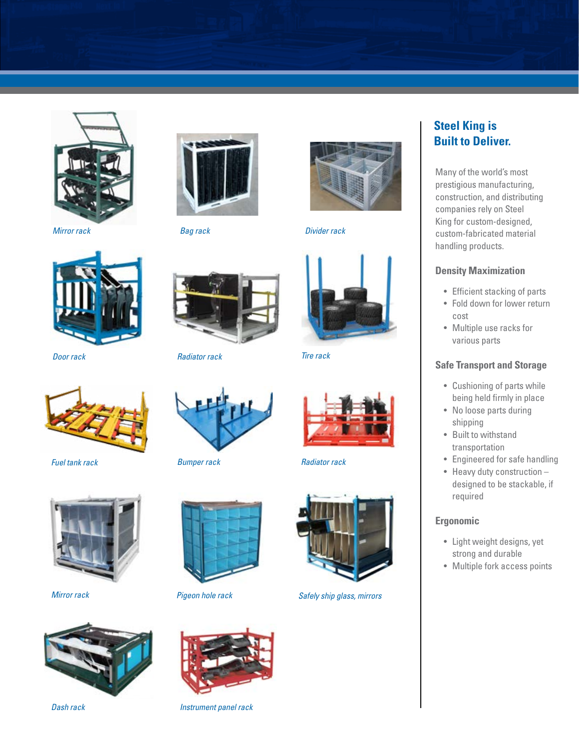*Mirror rack*

*Bag rack*

*Divider rack*

*Door rack*

*Radiator rack*

*Tire rack*

*Fuel tank rack*

*Bumper rack*

*Radiator rack*

*Mirror rack*

*Pigeon hole rack*

*Safely ship glass, mirrors*

*Dash rack*

*Instrument panel rack*

## Steel King is Built to Deliver.

Many of the world's most prestigious manufacturing, construction, and distributing companies rely on Steel King for custom-designed, custom-fabricated material handling products.

### Density Maximization

- Efficient stacking of parts
- Fold down for lower return cost
- Multiple use racks for various parts

### Safe Transport and Storage

- Cushioning of parts while being held firmly in place
- No loose parts during shipping
- Built to withstand transportation
- Engineered for safe handling
- Heavy duty construction – designed to be stackable, if required

### Ergonomic

- Light weight designs, yet strong and durable
- Multiple fork access points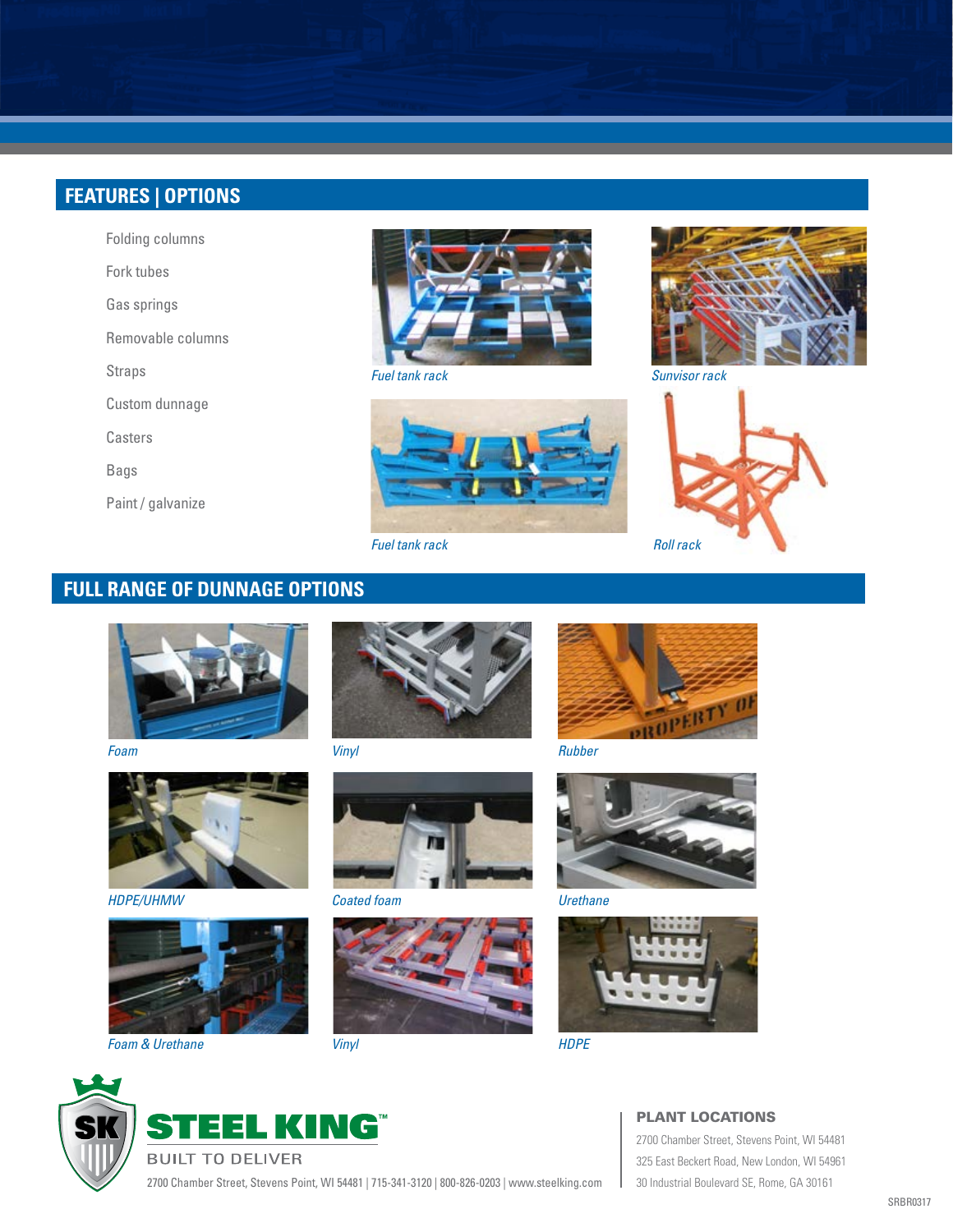## FEATURES | OPTIONS

- Folding columns
- Fork tubes
- Gas springs
- Removable columns
- Straps
- Custom dunnage
- Casters
- Bags
- Paint / galvanize

*Fuel tank rack*

*Sunvisor rack*

*Fuel tank rack*

*Roll rack*

## FULL RANGE OF DUNNAGE OPTIONS

*Foam*

*Vinyl*

*Rubber*

*HDPE/UHMW*

*Coated foam*

*Urethane*

*Foam & Urethane*

*Vinyl*

*HDPE*

**STEEL KING™**

BUILT TO DELIVER

2700 Chamber Street, Stevens Point, WI 54481 | 715-341-3120 | 800-826-0203 | www.steelking.com

**PLANT LOCATIONS**

2700 Chamber Street, Stevens Point, WI 54481

325 East Beckert Road, New London, WI 54961

30 Industrial Boulevard SE, Rome, GA 30161

SRBR0317